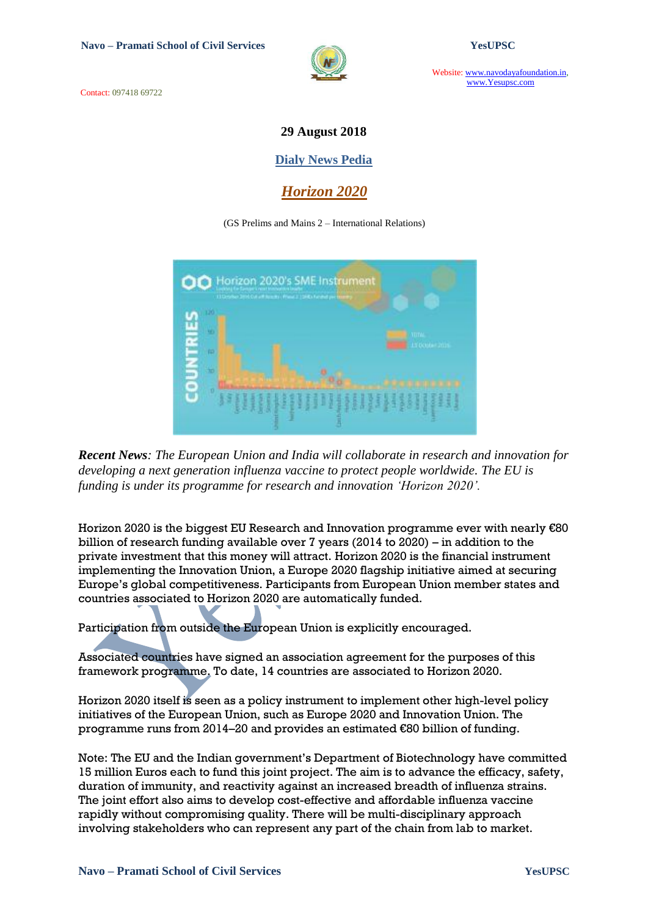29 August 2018

## Dialy News Pedia

# *Horizon 2020*

(GS Prelims and Mains 2 – International Relations)

***Recent News**: The European Union and India will collaborate in research and innovation for developing a next generation influenza vaccine to protect people worldwide. The EU is funding is under its programme for research and innovation 'Horizon 2020'.*

Horizon 2020 is the biggest EU Research and Innovation programme ever with nearly €80 billion of research funding available over 7 years (2014 to 2020) – in addition to the private investment that this money will attract. Horizon 2020 is the financial instrument implementing the Innovation Union, a Europe 2020 flagship initiative aimed at securing Europe's global competitiveness. Participants from European Union member states and countries associated to Horizon 2020 are automatically funded.

Participation from outside the European Union is explicitly encouraged.

Associated countries have signed an association agreement for the purposes of this framework programme. To date, 14 countries are associated to Horizon 2020.

Horizon 2020 itself is seen as a policy instrument to implement other high-level policy initiatives of the European Union, such as Europe 2020 and Innovation Union. The programme runs from 2014–20 and provides an estimated €80 billion of funding.

Note: The EU and the Indian government's Department of Biotechnology have committed 15 million Euros each to fund this joint project. The aim is to advance the efficacy, safety, duration of immunity, and reactivity against an increased breadth of influenza strains. The joint effort also aims to develop cost-effective and affordable influenza vaccine rapidly without compromising quality. There will be multi-disciplinary approach involving stakeholders who can represent any part of the chain from lab to market.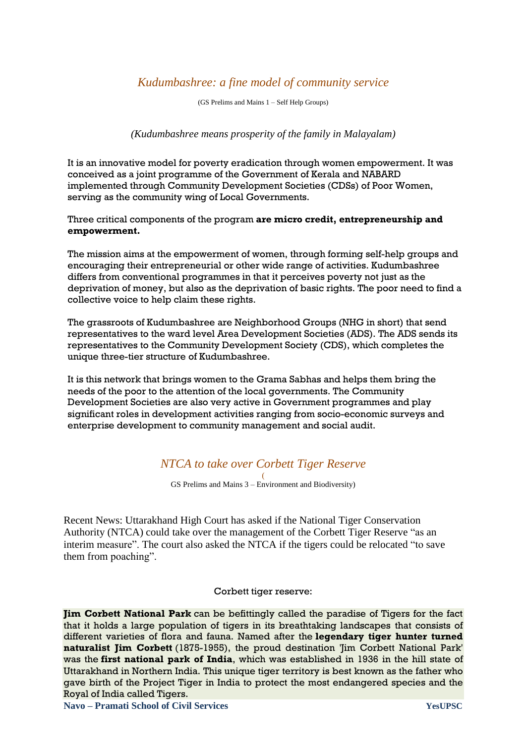## *Kudumbashree: a fine model of community service*

(GS Prelims and Mains 1 – Self Help Groups)

*(Kudumbashree means prosperity of the family in Malayalam)*

It is an innovative model for poverty eradication through women empowerment. It was conceived as a joint programme of the Government of Kerala and NABARD implemented through Community Development Societies (CDSs) of Poor Women, serving as the community wing of Local Governments.

Three critical components of the program **are micro credit, entrepreneurship and empowerment.**

The mission aims at the empowerment of women, through forming self-help groups and encouraging their entrepreneurial or other wide range of activities. Kudumbashree differs from conventional programmes in that it perceives poverty not just as the deprivation of money, but also as the deprivation of basic rights. The poor need to find a collective voice to help claim these rights.

The grassroots of Kudumbashree are Neighborhood Groups (NHG in short) that send representatives to the ward level Area Development Societies (ADS). The ADS sends its representatives to the Community Development Society (CDS), which completes the unique three-tier structure of Kudumbashree.

It is this network that brings women to the Grama Sabhas and helps them bring the needs of the poor to the attention of the local governments. The Community Development Societies are also very active in Government programmes and play significant roles in development activities ranging from socio-economic surveys and enterprise development to community management and social audit.

## *NTCA to take over Corbett Tiger Reserve*

(GS Prelims and Mains 3 – Environment and Biodiversity)

Recent News: Uttarakhand High Court has asked if the National Tiger Conservation Authority (NTCA) could take over the management of the Corbett Tiger Reserve "as an interim measure". The court also asked the NTCA if the tigers could be relocated "to save them from poaching".

Corbett tiger reserve:

**Jim Corbett National Park** can be befittingly called the paradise of Tigers for the fact that it holds a large population of tigers in its breathtaking landscapes that consists of different varieties of flora and fauna. Named after the **legendary tiger hunter turned naturalist Jim Corbett** (1875-1955), the proud destination 'Jim Corbett National Park' was the **first national park of India**, which was established in 1936 in the hill state of Uttarakhand in Northern India. This unique tiger territory is best known as the father who gave birth of the Project Tiger in India to protect the most endangered species and the Royal of India called Tigers.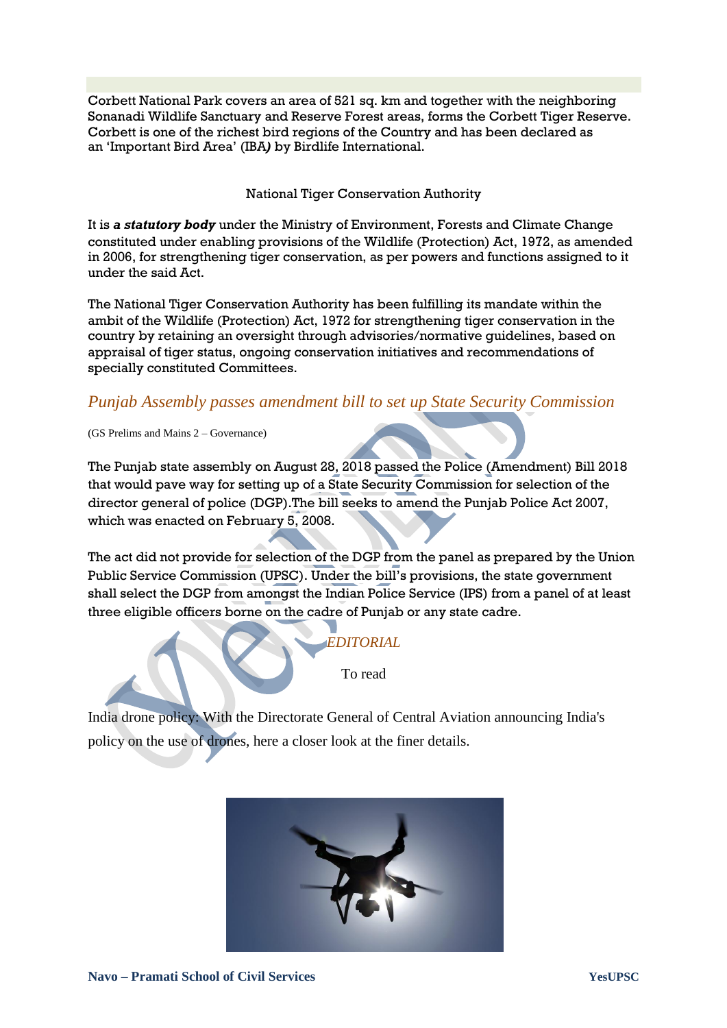Corbett National Park covers an area of 521 sq. km and together with the neighboring Sonanadi Wildlife Sanctuary and Reserve Forest areas, forms the Corbett Tiger Reserve. Corbett is one of the richest bird regions of the Country and has been declared as an 'Important Bird Area' (IBA) by Birdlife International.

National Tiger Conservation Authority

It is ***a statutory body*** under the Ministry of Environment, Forests and Climate Change constituted under enabling provisions of the Wildlife (Protection) Act, 1972, as amended in 2006, for strengthening tiger conservation, as per powers and functions assigned to it under the said Act.

The National Tiger Conservation Authority has been fulfilling its mandate within the ambit of the Wildlife (Protection) Act, 1972 for strengthening tiger conservation in the country by retaining an oversight through advisories/normative guidelines, based on appraisal of tiger status, ongoing conservation initiatives and recommendations of specially constituted Committees.

## *Punjab Assembly passes amendment bill to set up State Security Commission*

(GS Prelims and Mains 2 – Governance)

The Punjab state assembly on August 28, 2018 passed the Police (Amendment) Bill 2018 that would pave way for setting up of a State Security Commission for selection of the director general of police (DGP).The bill seeks to amend the Punjab Police Act 2007, which was enacted on February 5, 2008.

The act did not provide for selection of the DGP from the panel as prepared by the Union Public Service Commission (UPSC). Under the bill's provisions, the state government shall select the DGP from amongst the Indian Police Service (IPS) from a panel of at least three eligible officers borne on the cadre of Punjab or any state cadre.

*EDITORIAL*

To read

India drone policy: With the Directorate General of Central Aviation announcing India's policy on the use of drones, here a closer look at the finer details.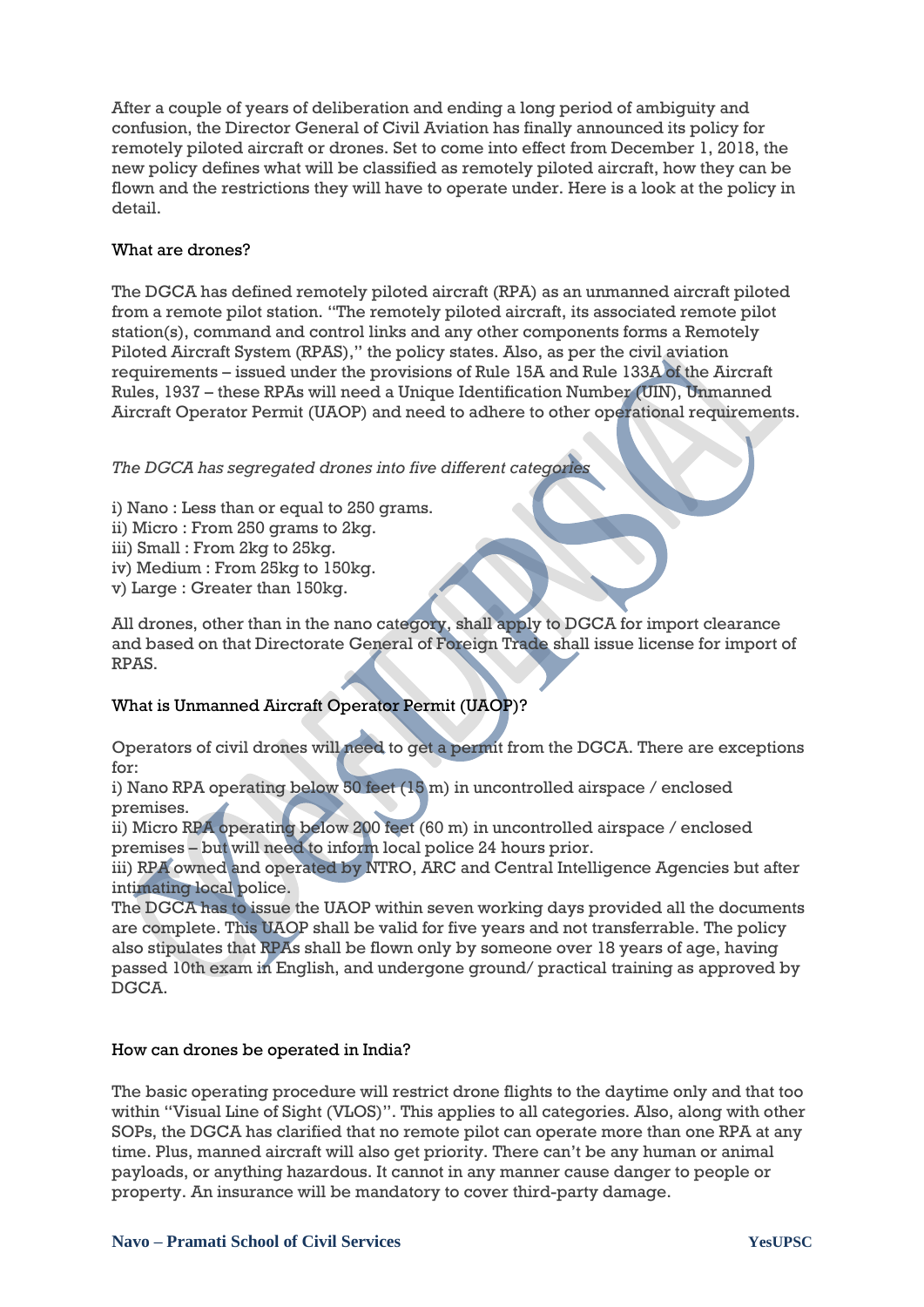After a couple of years of deliberation and ending a long period of ambiguity and confusion, the Director General of Civil Aviation has finally announced its policy for remotely piloted aircraft or drones. Set to come into effect from December 1, 2018, the new policy defines what will be classified as remotely piloted aircraft, how they can be flown and the restrictions they will have to operate under. Here is a look at the policy in detail.

### What are drones?

The DGCA has defined remotely piloted aircraft (RPA) as an unmanned aircraft piloted from a remote pilot station. "The remotely piloted aircraft, its associated remote pilot station(s), command and control links and any other components forms a Remotely Piloted Aircraft System (RPAS)," the policy states. Also, as per the civil aviation requirements – issued under the provisions of Rule 15A and Rule 133A of the Aircraft Rules, 1937 – these RPAs will need a Unique Identification Number (UIN), Unmanned Aircraft Operator Permit (UAOP) and need to adhere to other operational requirements.

*The DGCA has segregated drones into five different categories*

i) Nano : Less than or equal to 250 grams.
ii) Micro : From 250 grams to 2kg.
iii) Small : From 2kg to 25kg.
iv) Medium : From 25kg to 150kg.
v) Large : Greater than 150kg.

All drones, other than in the nano category, shall apply to DGCA for import clearance and based on that Directorate General of Foreign Trade shall issue license for import of RPAS.

### What is Unmanned Aircraft Operator Permit (UAOP)?

Operators of civil drones will need to get a permit from the DGCA. There are exceptions for:
i) Nano RPA operating below 50 feet (15 m) in uncontrolled airspace / enclosed premises.
ii) Micro RPA operating below 200 feet (60 m) in uncontrolled airspace / enclosed premises – but will need to inform local police 24 hours prior.
iii) RPA owned and operated by NTRO, ARC and Central Intelligence Agencies but after intimating local police.
The DGCA has to issue the UAOP within seven working days provided all the documents are complete. This UAOP shall be valid for five years and not transferrable. The policy also stipulates that RPAs shall be flown only by someone over 18 years of age, having passed 10th exam in English, and undergone ground/ practical training as approved by DGCA.

### How can drones be operated in India?

The basic operating procedure will restrict drone flights to the daytime only and that too within "Visual Line of Sight (VLOS)". This applies to all categories. Also, along with other SOPs, the DGCA has clarified that no remote pilot can operate more than one RPA at any time. Plus, manned aircraft will also get priority. There can't be any human or animal payloads, or anything hazardous. It cannot in any manner cause danger to people or property. An insurance will be mandatory to cover third-party damage.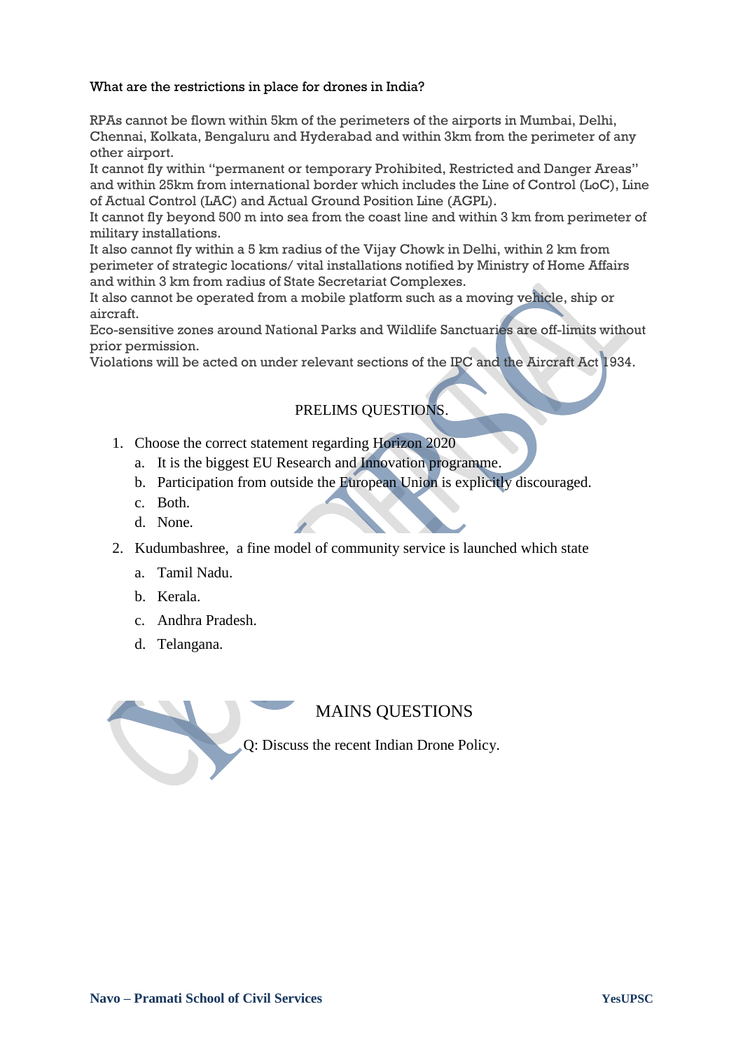### What are the restrictions in place for drones in India?

RPAs cannot be flown within 5km of the perimeters of the airports in Mumbai, Delhi, Chennai, Kolkata, Bengaluru and Hyderabad and within 3km from the perimeter of any other airport.

It cannot fly within "permanent or temporary Prohibited, Restricted and Danger Areas" and within 25km from international border which includes the Line of Control (LoC), Line of Actual Control (LAC) and Actual Ground Position Line (AGPL).

It cannot fly beyond 500 m into sea from the coast line and within 3 km from perimeter of military installations.

It also cannot fly within a 5 km radius of the Vijay Chowk in Delhi, within 2 km from perimeter of strategic locations/ vital installations notified by Ministry of Home Affairs and within 3 km from radius of State Secretariat Complexes.

It also cannot be operated from a mobile platform such as a moving vehicle, ship or aircraft.

Eco-sensitive zones around National Parks and Wildlife Sanctuaries are off-limits without prior permission.

Violations will be acted on under relevant sections of the IPC and the Aircraft Act 1934.

## PRELIMS QUESTIONS.

1. Choose the correct statement regarding Horizon 2020
   a. It is the biggest EU Research and Innovation programme.
   b. Participation from outside the European Union is explicitly discouraged.
   c. Both.
   d. None.
2. Kudumbashree, a fine model of community service is launched which state
   a. Tamil Nadu.
   b. Kerala.
   c. Andhra Pradesh.
   d. Telangana.

## MAINS QUESTIONS

Q: Discuss the recent Indian Drone Policy.